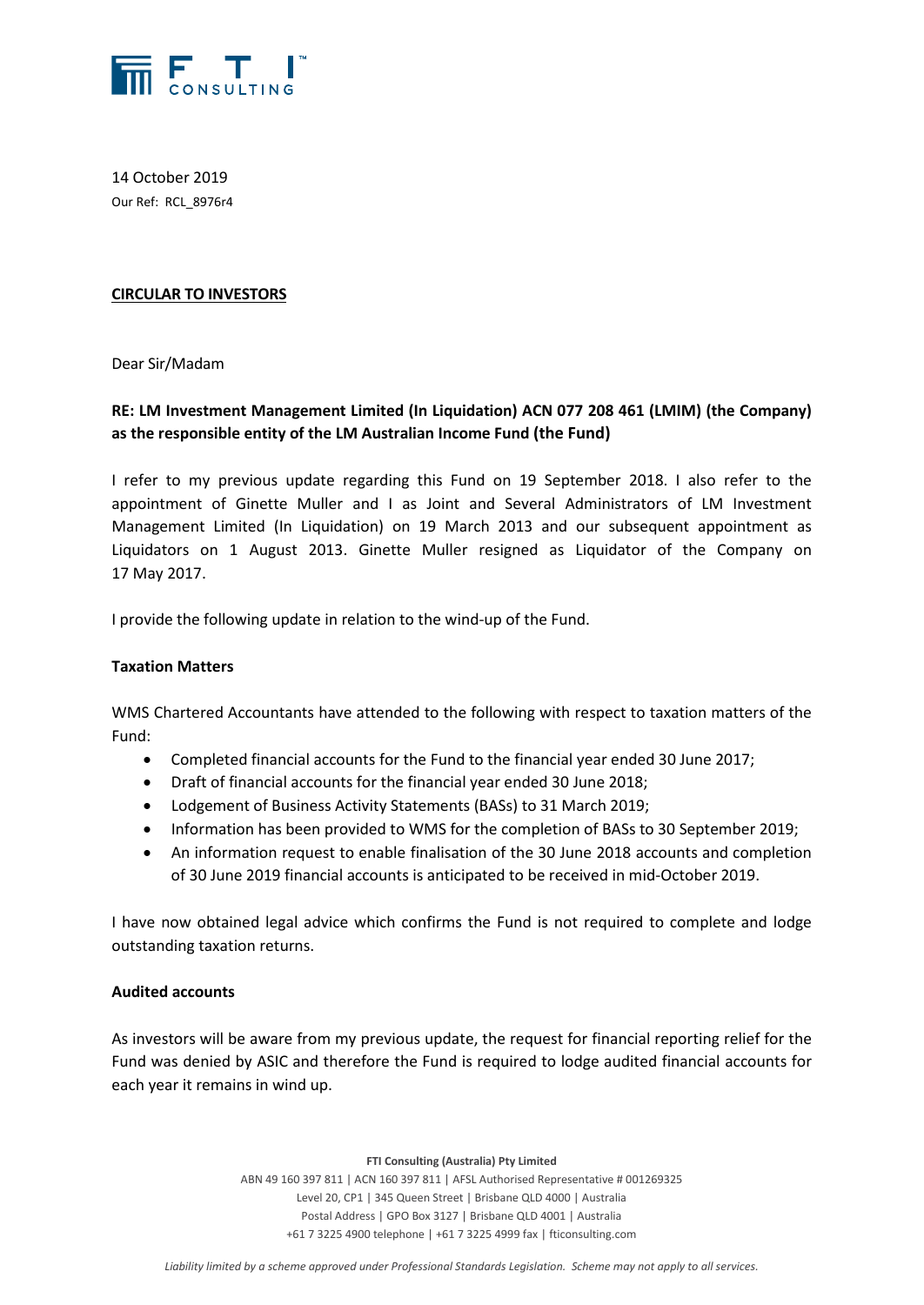14 October 2019
Our Ref: RCL_8976r4

**CIRCULAR TO INVESTORS**

Dear Sir/Madam

**RE: LM Investment Management Limited (In Liquidation) ACN 077 208 461 (LMIM) (the Company) as the responsible entity of the LM Australian Income Fund (the Fund)**

I refer to my previous update regarding this Fund on 19 September 2018. I also refer to the appointment of Ginette Muller and I as Joint and Several Administrators of LM Investment Management Limited (In Liquidation) on 19 March 2013 and our subsequent appointment as Liquidators on 1 August 2013. Ginette Muller resigned as Liquidator of the Company on 17 May 2017.

I provide the following update in relation to the wind-up of the Fund.

**Taxation Matters**

WMS Chartered Accountants have attended to the following with respect to taxation matters of the Fund:

- Completed financial accounts for the Fund to the financial year ended 30 June 2017;
- Draft of financial accounts for the financial year ended 30 June 2018;
- Lodgement of Business Activity Statements (BASs) to 31 March 2019;
- Information has been provided to WMS for the completion of BASs to 30 September 2019;
- An information request to enable finalisation of the 30 June 2018 accounts and completion of 30 June 2019 financial accounts is anticipated to be received in mid-October 2019.

I have now obtained legal advice which confirms the Fund is not required to complete and lodge outstanding taxation returns.

**Audited accounts**

As investors will be aware from my previous update, the request for financial reporting relief for the Fund was denied by ASIC and therefore the Fund is required to lodge audited financial accounts for each year it remains in wind up.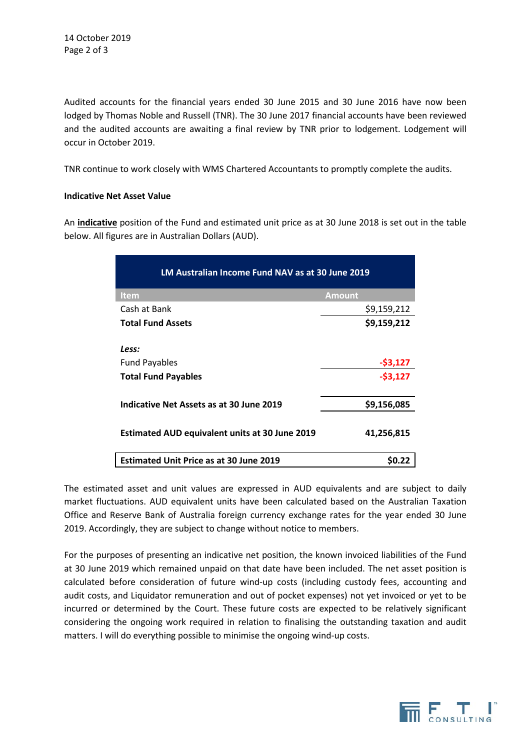Audited accounts for the financial years ended 30 June 2015 and 30 June 2016 have now been lodged by Thomas Noble and Russell (TNR). The 30 June 2017 financial accounts have been reviewed and the audited accounts are awaiting a final review by TNR prior to lodgement. Lodgement will occur in October 2019.

TNR continue to work closely with WMS Chartered Accountants to promptly complete the audits.

**Indicative Net Asset Value**

An **indicative** position of the Fund and estimated unit price as at 30 June 2018 is set out in the table below. All figures are in Australian Dollars (AUD).

| LM Australian Income Fund NAV as at 30 June 2019 | |
|---|---|
| **Item** | **Amount** |
| Cash at Bank | $9,159,212 |
| **Total Fund Assets** | **$9,159,212** |
| ***Less:*** | |
| Fund Payables | -$3,127 |
| **Total Fund Payables** | **-$3,127** |
| **Indicative Net Assets as at 30 June 2019** | **$9,156,085** |
| **Estimated AUD equivalent units at 30 June 2019** | **41,256,815** |
| **Estimated Unit Price as at 30 June 2019** | **$0.22** |

The estimated asset and unit values are expressed in AUD equivalents and are subject to daily market fluctuations. AUD equivalent units have been calculated based on the Australian Taxation Office and Reserve Bank of Australia foreign currency exchange rates for the year ended 30 June 2019. Accordingly, they are subject to change without notice to members.

For the purposes of presenting an indicative net position, the known invoiced liabilities of the Fund at 30 June 2019 which remained unpaid on that date have been included. The net asset position is calculated before consideration of future wind-up costs (including custody fees, accounting and audit costs, and Liquidator remuneration and out of pocket expenses) not yet invoiced or yet to be incurred or determined by the Court. These future costs are expected to be relatively significant considering the ongoing work required in relation to finalising the outstanding taxation and audit matters. I will do everything possible to minimise the ongoing wind-up costs.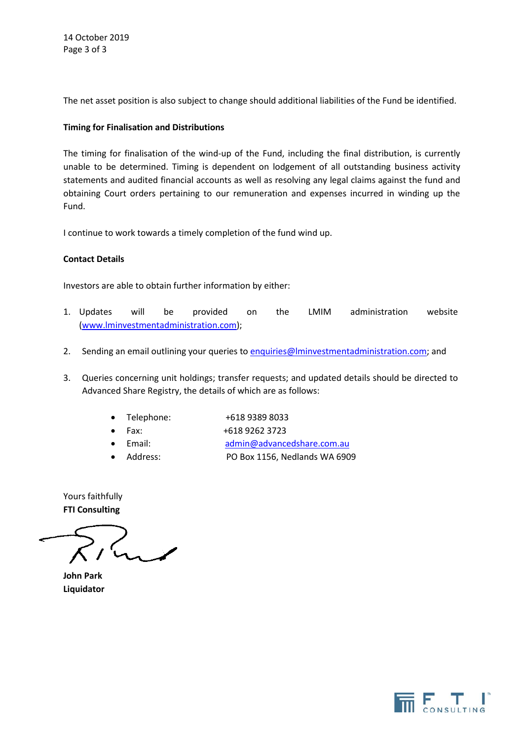The net asset position is also subject to change should additional liabilities of the Fund be identified.

**Timing for Finalisation and Distributions**

The timing for finalisation of the wind-up of the Fund, including the final distribution, is currently unable to be determined. Timing is dependent on lodgement of all outstanding business activity statements and audited financial accounts as well as resolving any legal claims against the fund and obtaining Court orders pertaining to our remuneration and expenses incurred in winding up the Fund.

I continue to work towards a timely completion of the fund wind up.

**Contact Details**

Investors are able to obtain further information by either:

1. Updates will be provided on the LMIM administration website (www.lminvestmentadministration.com);

2. Sending an email outlining your queries to enquiries@lminvestmentadministration.com; and

3. Queries concerning unit holdings; transfer requests; and updated details should be directed to Advanced Share Registry, the details of which are as follows:

   - Telephone: +618 9389 8033
   - Fax: +618 9262 3723
   - Email: admin@advancedshare.com.au
   - Address: PO Box 1156, Nedlands WA 6909

Yours faithfully
**FTI Consulting**

**John Park**
**Liquidator**